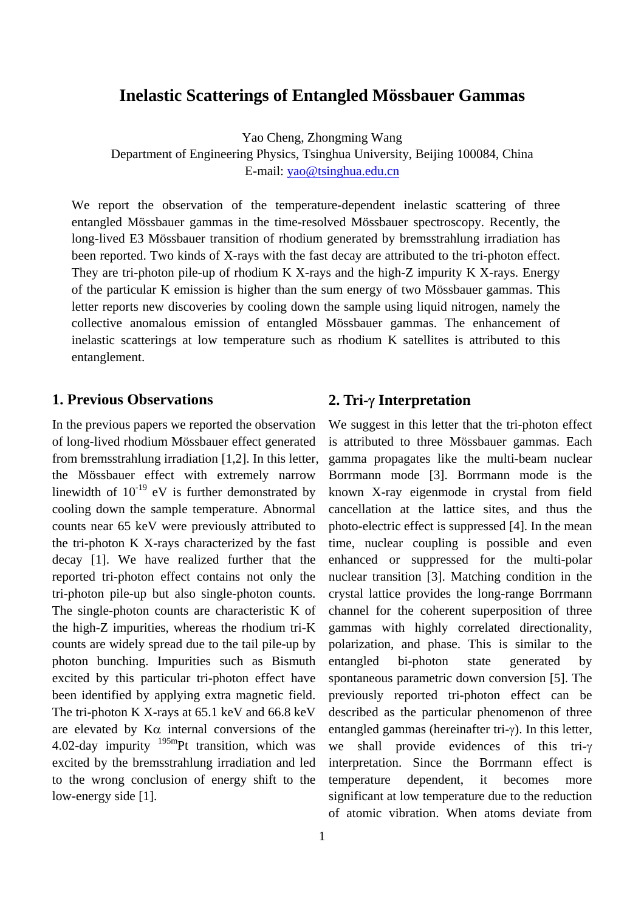# Inelastic Scatterings of Entangled Mössbauer Gammas

Yao Cheng, Zhongming Wang

Department of Engineering Physics, Tsinghua University, Beijing 100084, China

E-mail: yao@tsinghua.edu.cn

We report the observation of the temperature-dependent inelastic scattering of three entangled Mössbauer gammas in the time-resolved Mössbauer spectroscopy. Recently, the long-lived E3 Mössbauer transition of rhodium generated by bremsstrahlung irradiation has been reported. Two kinds of X-rays with the fast decay are attributed to the tri-photon effect. They are tri-photon pile-up of rhodium K X-rays and the high-Z impurity K X-rays. Energy of the particular K emission is higher than the sum energy of two Mössbauer gammas. This letter reports new discoveries by cooling down the sample using liquid nitrogen, namely the collective anomalous emission of entangled Mössbauer gammas. The enhancement of inelastic scatterings at low temperature such as rhodium K satellites is attributed to this entanglement.

## 1. Previous Observations

In the previous papers we reported the observation of long-lived rhodium Mössbauer effect generated from bremsstrahlung irradiation [1,2]. In this letter, the Mössbauer effect with extremely narrow linewidth of $10^{-19}$ eV is further demonstrated by cooling down the sample temperature. Abnormal counts near 65 keV were previously attributed to the tri-photon K X-rays characterized by the fast decay [1]. We have realized further that the reported tri-photon effect contains not only the tri-photon pile-up but also single-photon counts. The single-photon counts are characteristic K of the high-Z impurities, whereas the rhodium tri-K counts are widely spread due to the tail pile-up by photon bunching. Impurities such as Bismuth excited by this particular tri-photon effect have been identified by applying extra magnetic field. The tri-photon K X-rays at 65.1 keV and 66.8 keV are elevated by Kα internal conversions of the 4.02-day impurity $^{195m}$Pt transition, which was excited by the bremsstrahlung irradiation and led to the wrong conclusion of energy shift to the low-energy side [1].

## 2. Tri-γ Interpretation

We suggest in this letter that the tri-photon effect is attributed to three Mössbauer gammas. Each gamma propagates like the multi-beam nuclear Borrmann mode [3]. Borrmann mode is the known X-ray eigenmode in crystal from field cancellation at the lattice sites, and thus the photo-electric effect is suppressed [4]. In the mean time, nuclear coupling is possible and even enhanced or suppressed for the multi-polar nuclear transition [3]. Matching condition in the crystal lattice provides the long-range Borrmann channel for the coherent superposition of three gammas with highly correlated directionality, polarization, and phase. This is similar to the entangled bi-photon state generated by spontaneous parametric down conversion [5]. The previously reported tri-photon effect can be described as the particular phenomenon of three entangled gammas (hereinafter tri-γ). In this letter, we shall provide evidences of this tri-γ interpretation. Since the Borrmann effect is temperature dependent, it becomes more significant at low temperature due to the reduction of atomic vibration. When atoms deviate from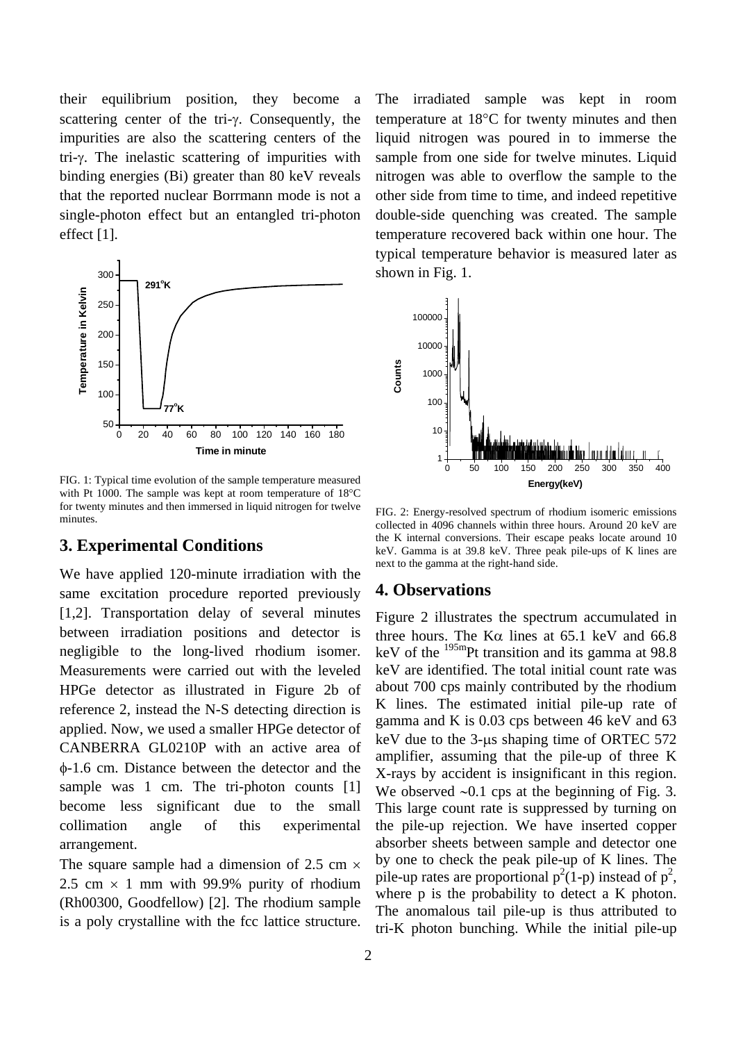their equilibrium position, they become a scattering center of the tri-γ. Consequently, the impurities are also the scattering centers of the tri-γ. The inelastic scattering of impurities with binding energies (Bi) greater than 80 keV reveals that the reported nuclear Borrmann mode is not a single-photon effect but an entangled tri-photon effect [1].

FIG. 1: Typical time evolution of the sample temperature measured with Pt 1000. The sample was kept at room temperature of 18°C for twenty minutes and then immersed in liquid nitrogen for twelve minutes.

## 3. Experimental Conditions

We have applied 120-minute irradiation with the same excitation procedure reported previously [1,2]. Transportation delay of several minutes between irradiation positions and detector is negligible to the long-lived rhodium isomer. Measurements were carried out with the leveled HPGe detector as illustrated in Figure 2b of reference 2, instead the N-S detecting direction is applied. Now, we used a smaller HPGe detector of CANBERRA GL0210P with an active area of ϕ-1.6 cm. Distance between the detector and the sample was 1 cm. The tri-photon counts [1] become less significant due to the small collimation angle of this experimental arrangement.

The square sample had a dimension of 2.5 cm × 2.5 cm × 1 mm with 99.9% purity of rhodium (Rh00300, Goodfellow) [2]. The rhodium sample is a poly crystalline with the fcc lattice structure. The irradiated sample was kept in room temperature at 18°C for twenty minutes and then liquid nitrogen was poured in to immerse the sample from one side for twelve minutes. Liquid nitrogen was able to overflow the sample to the other side from time to time, and indeed repetitive double-side quenching was created. The sample temperature recovered back within one hour. The typical temperature behavior is measured later as shown in Fig. 1.

FIG. 2: Energy-resolved spectrum of rhodium isomeric emissions collected in 4096 channels within three hours. Around 20 keV are the K internal conversions. Their escape peaks locate around 10 keV. Gamma is at 39.8 keV. Three peak pile-ups of K lines are next to the gamma at the right-hand side.

## 4. Observations

Figure 2 illustrates the spectrum accumulated in three hours. The Kα lines at 65.1 keV and 66.8 keV of the $^{195m}$Pt transition and its gamma at 98.8 keV are identified. The total initial count rate was about 700 cps mainly contributed by the rhodium K lines. The estimated initial pile-up rate of gamma and K is 0.03 cps between 46 keV and 63 keV due to the 3-μs shaping time of ORTEC 572 amplifier, assuming that the pile-up of three K X-rays by accident is insignificant in this region. We observed ∼0.1 cps at the beginning of Fig. 3. This large count rate is suppressed by turning on the pile-up rejection. We have inserted copper absorber sheets between sample and detector one by one to check the peak pile-up of K lines. The pile-up rates are proportional $p^2(1-p)$ instead of $p^2$, where p is the probability to detect a K photon. The anomalous tail pile-up is thus attributed to tri-K photon bunching. While the initial pile-up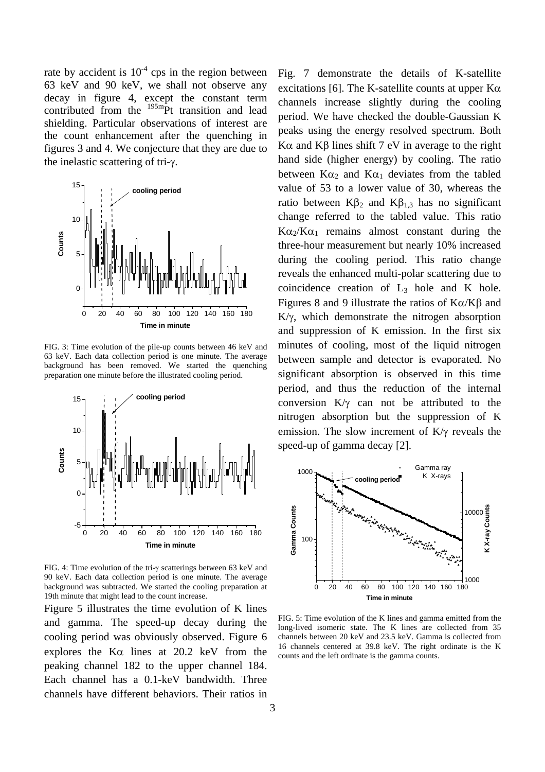rate by accident is $10^{-4}$ cps in the region between 63 keV and 90 keV, we shall not observe any decay in figure 4, except the constant term contributed from the $^{195m}$Pt transition and lead shielding. Particular observations of interest are the count enhancement after the quenching in figures 3 and 4. We conjecture that they are due to the inelastic scattering of tri-γ.

FIG. 3: Time evolution of the pile-up counts between 46 keV and 63 keV. Each data collection period is one minute. The average background has been removed. We started the quenching preparation one minute before the illustrated cooling period.

FIG. 4: Time evolution of the tri-γ scatterings between 63 keV and 90 keV. Each data collection period is one minute. The average background was subtracted. We started the cooling preparation at 19th minute that might lead to the count increase.

Figure 5 illustrates the time evolution of K lines and gamma. The speed-up decay during the cooling period was obviously observed. Figure 6 explores the Kα lines at 20.2 keV from the peaking channel 182 to the upper channel 184. Each channel has a 0.1-keV bandwidth. Three channels have different behaviors. Their ratios in Fig. 7 demonstrate the details of K-satellite excitations [6]. The K-satellite counts at upper Kα channels increase slightly during the cooling period. We have checked the double-Gaussian K peaks using the energy resolved spectrum. Both Kα and Kβ lines shift 7 eV in average to the right hand side (higher energy) by cooling. The ratio between $K\alpha_2$ and $K\alpha_1$ deviates from the tabled value of 53 to a lower value of 30, whereas the ratio between $K\beta_2$ and $K\beta_{1,3}$ has no significant change referred to the tabled value. This ratio $K\alpha_2/K\alpha_1$ remains almost constant during the three-hour measurement but nearly 10% increased during the cooling period. This ratio change reveals the enhanced multi-polar scattering due to coincidence creation of $L_3$ hole and K hole. Figures 8 and 9 illustrate the ratios of Kα/Kβ and K/γ, which demonstrate the nitrogen absorption and suppression of K emission. In the first six minutes of cooling, most of the liquid nitrogen between sample and detector is evaporated. No significant absorption is observed in this time period, and thus the reduction of the internal conversion K/γ can not be attributed to the nitrogen absorption but the suppression of K emission. The slow increment of K/γ reveals the speed-up of gamma decay [2].

FIG. 5: Time evolution of the K lines and gamma emitted from the long-lived isomeric state. The K lines are collected from 35 channels between 20 keV and 23.5 keV. Gamma is collected from 16 channels centered at 39.8 keV. The right ordinate is the K counts and the left ordinate is the gamma counts.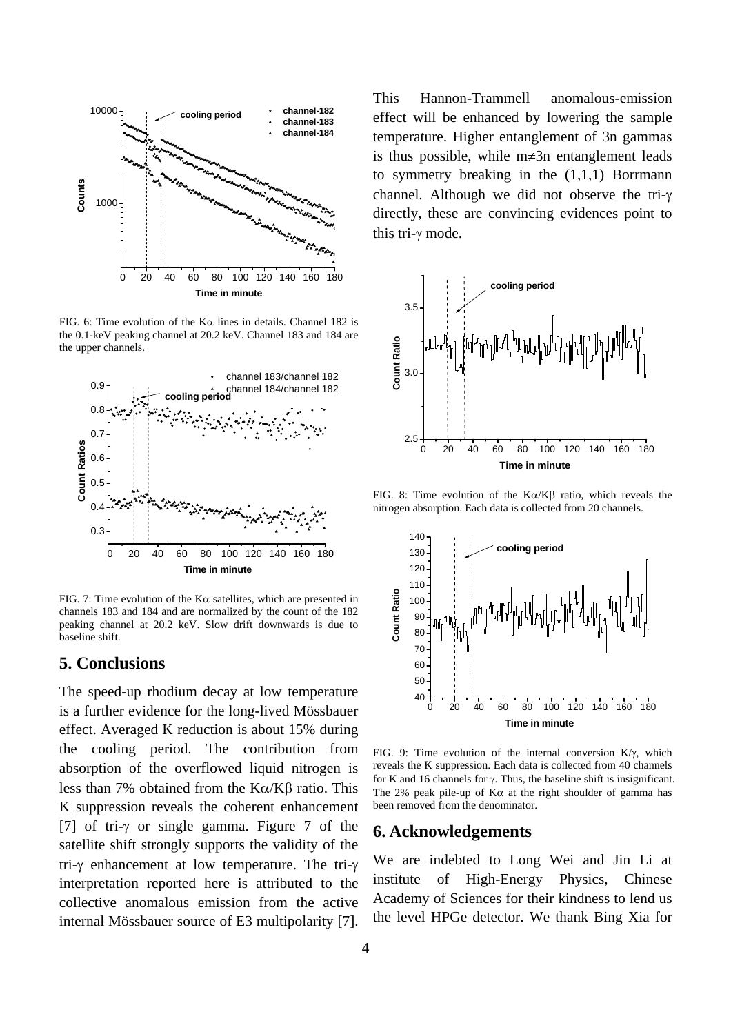FIG. 6: Time evolution of the Kα lines in details. Channel 182 is the 0.1-keV peaking channel at 20.2 keV. Channel 183 and 184 are the upper channels.

FIG. 7: Time evolution of the Kα satellites, which are presented in channels 183 and 184 and are normalized by the count of the 182 peaking channel at 20.2 keV. Slow drift downwards is due to baseline shift.

## 5. Conclusions

The speed-up rhodium decay at low temperature is a further evidence for the long-lived Mössbauer effect. Averaged K reduction is about 15% during the cooling period. The contribution from absorption of the overflowed liquid nitrogen is less than 7% obtained from the Kα/Kβ ratio. This K suppression reveals the coherent enhancement [7] of tri-γ or single gamma. Figure 7 of the satellite shift strongly supports the validity of the tri-γ enhancement at low temperature. The tri-γ interpretation reported here is attributed to the collective anomalous emission from the active internal Mössbauer source of E3 multipolarity [7]. This Hannon-Trammell anomalous-emission effect will be enhanced by lowering the sample temperature. Higher entanglement of 3n gammas is thus possible, while m≠3n entanglement leads to symmetry breaking in the (1,1,1) Borrmann channel. Although we did not observe the tri-γ directly, these are convincing evidences point to this tri-γ mode.

FIG. 8: Time evolution of the Kα/Kβ ratio, which reveals the nitrogen absorption. Each data is collected from 20 channels.

FIG. 9: Time evolution of the internal conversion K/γ, which reveals the K suppression. Each data is collected from 40 channels for K and 16 channels for γ. Thus, the baseline shift is insignificant. The 2% peak pile-up of Kα at the right shoulder of gamma has been removed from the denominator.

## 6. Acknowledgements

We are indebted to Long Wei and Jin Li at institute of High-Energy Physics, Chinese Academy of Sciences for their kindness to lend us the level HPGe detector. We thank Bing Xia for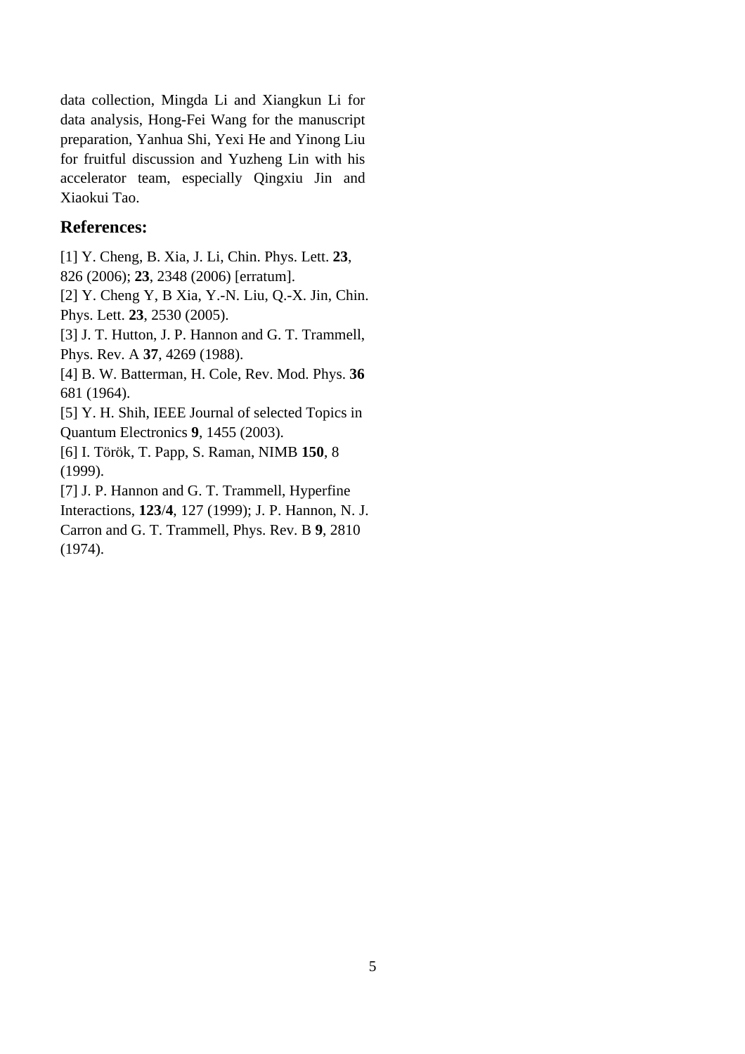data collection, Mingda Li and Xiangkun Li for data analysis, Hong-Fei Wang for the manuscript preparation, Yanhua Shi, Yexi He and Yinong Liu for fruitful discussion and Yuzheng Lin with his accelerator team, especially Qingxiu Jin and Xiaokui Tao.

## References:

[1] Y. Cheng, B. Xia, J. Li, Chin. Phys. Lett. **23**, 826 (2006); **23**, 2348 (2006) [erratum].

[2] Y. Cheng Y, B Xia, Y.-N. Liu, Q.-X. Jin, Chin. Phys. Lett. **23**, 2530 (2005).

[3] J. T. Hutton, J. P. Hannon and G. T. Trammell, Phys. Rev. A **37**, 4269 (1988).

[4] B. W. Batterman, H. Cole, Rev. Mod. Phys. **36** 681 (1964).

[5] Y. H. Shih, IEEE Journal of selected Topics in Quantum Electronics **9**, 1455 (2003).

[6] I. Török, T. Papp, S. Raman, NIMB **150**, 8 (1999).

[7] J. P. Hannon and G. T. Trammell, Hyperfine Interactions, **123**/**4**, 127 (1999); J. P. Hannon, N. J. Carron and G. T. Trammell, Phys. Rev. B **9**, 2810 (1974).